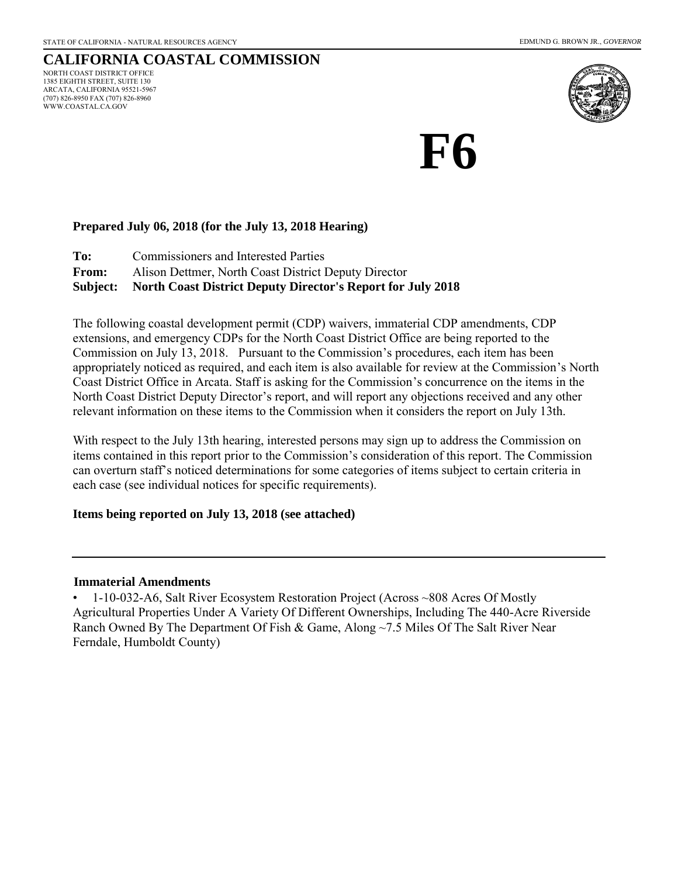STATE OF CALIFORNIA - NATURAL RESOURCES AGENCY

EDMUND G. BROWN JR., *GOVERNOR*

# CALIFORNIA COASTAL COMMISSION

NORTH COAST DISTRICT OFFICE
1385 EIGHTH STREET, SUITE 130
ARCATA, CALIFORNIA 95521-5967
(707) 826-8950 FAX (707) 826-8960
WWW.COASTAL.CA.GOV

# F6

**Prepared July 06, 2018 (for the July 13, 2018 Hearing)**

**To:** Commissioners and Interested Parties
**From:** Alison Dettmer, North Coast District Deputy Director
**Subject: North Coast District Deputy Director's Report for July 2018**

The following coastal development permit (CDP) waivers, immaterial CDP amendments, CDP extensions, and emergency CDPs for the North Coast District Office are being reported to the Commission on July 13, 2018. Pursuant to the Commission's procedures, each item has been appropriately noticed as required, and each item is also available for review at the Commission's North Coast District Office in Arcata. Staff is asking for the Commission's concurrence on the items in the North Coast District Deputy Director's report, and will report any objections received and any other relevant information on these items to the Commission when it considers the report on July 13th.

With respect to the July 13th hearing, interested persons may sign up to address the Commission on items contained in this report prior to the Commission's consideration of this report. The Commission can overturn staff's noticed determinations for some categories of items subject to certain criteria in each case (see individual notices for specific requirements).

**Items being reported on July 13, 2018 (see attached)**

---

**Immaterial Amendments**

- 1-10-032-A6, Salt River Ecosystem Restoration Project (Across ~808 Acres Of Mostly Agricultural Properties Under A Variety Of Different Ownerships, Including The 440-Acre Riverside Ranch Owned By The Department Of Fish & Game, Along ~7.5 Miles Of The Salt River Near Ferndale, Humboldt County)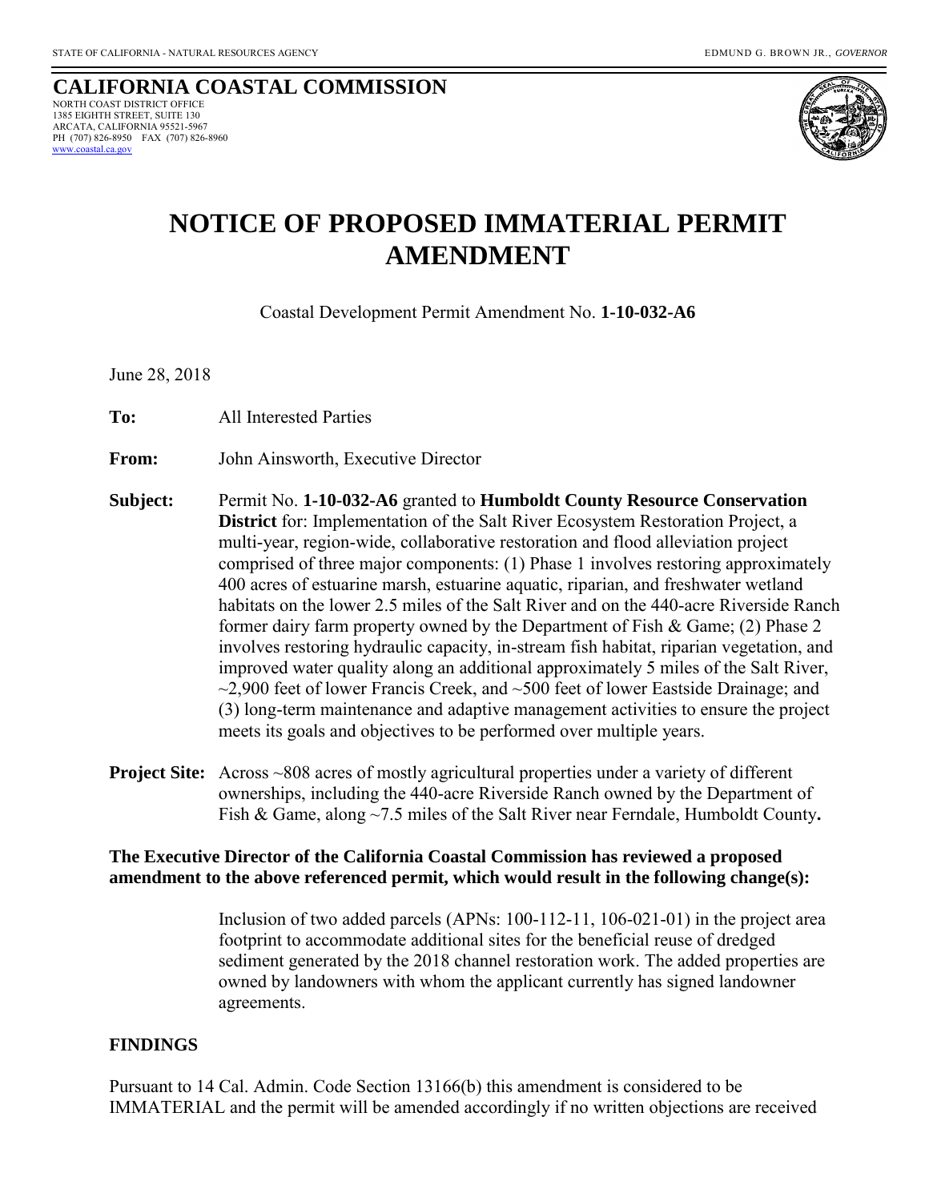**CALIFORNIA COASTAL COMMISSION**
NORTH COAST DISTRICT OFFICE
1385 EIGHTH STREET, SUITE 130
ARCATA, CALIFORNIA 95521-5967
PH (707) 826-8950 FAX (707) 826-8960
www.coastal.ca.gov

# NOTICE OF PROPOSED IMMATERIAL PERMIT AMENDMENT

Coastal Development Permit Amendment No. **1-10-032-A6**

June 28, 2018

**To:** All Interested Parties

**From:** John Ainsworth, Executive Director

**Subject:** Permit No. **1-10-032-A6** granted to **Humboldt County Resource Conservation District** for: Implementation of the Salt River Ecosystem Restoration Project, a multi-year, region-wide, collaborative restoration and flood alleviation project comprised of three major components: (1) Phase 1 involves restoring approximately 400 acres of estuarine marsh, estuarine aquatic, riparian, and freshwater wetland habitats on the lower 2.5 miles of the Salt River and on the 440-acre Riverside Ranch former dairy farm property owned by the Department of Fish & Game; (2) Phase 2 involves restoring hydraulic capacity, in-stream fish habitat, riparian vegetation, and improved water quality along an additional approximately 5 miles of the Salt River, ~2,900 feet of lower Francis Creek, and ~500 feet of lower Eastside Drainage; and (3) long-term maintenance and adaptive management activities to ensure the project meets its goals and objectives to be performed over multiple years.

**Project Site:** Across ~808 acres of mostly agricultural properties under a variety of different ownerships, including the 440-acre Riverside Ranch owned by the Department of Fish & Game, along ~7.5 miles of the Salt River near Ferndale, Humboldt County**.**

**The Executive Director of the California Coastal Commission has reviewed a proposed amendment to the above referenced permit, which would result in the following change(s):**

Inclusion of two added parcels (APNs: 100-112-11, 106-021-01) in the project area footprint to accommodate additional sites for the beneficial reuse of dredged sediment generated by the 2018 channel restoration work. The added properties are owned by landowners with whom the applicant currently has signed landowner agreements.

**FINDINGS**

Pursuant to 14 Cal. Admin. Code Section 13166(b) this amendment is considered to be IMMATERIAL and the permit will be amended accordingly if no written objections are received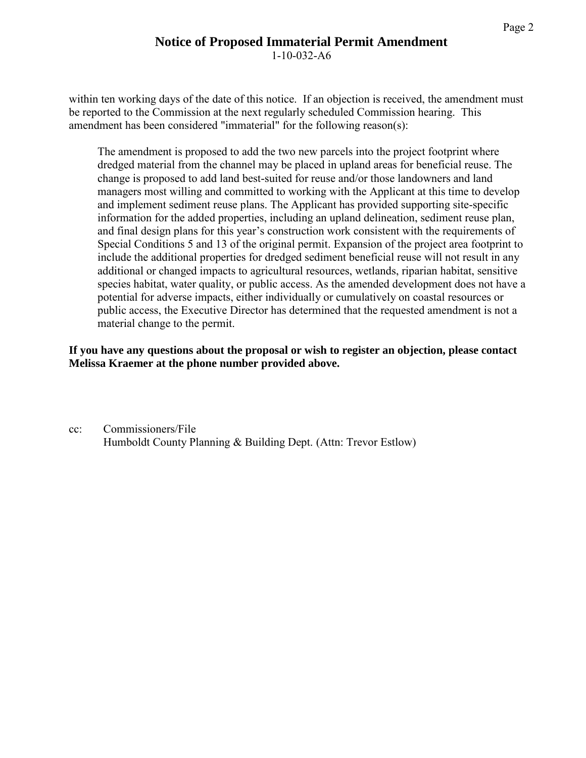within ten working days of the date of this notice. If an objection is received, the amendment must be reported to the Commission at the next regularly scheduled Commission hearing. This amendment has been considered "immaterial" for the following reason(s):

> The amendment is proposed to add the two new parcels into the project footprint where dredged material from the channel may be placed in upland areas for beneficial reuse. The change is proposed to add land best-suited for reuse and/or those landowners and land managers most willing and committed to working with the Applicant at this time to develop and implement sediment reuse plans. The Applicant has provided supporting site-specific information for the added properties, including an upland delineation, sediment reuse plan, and final design plans for this year's construction work consistent with the requirements of Special Conditions 5 and 13 of the original permit. Expansion of the project area footprint to include the additional properties for dredged sediment beneficial reuse will not result in any additional or changed impacts to agricultural resources, wetlands, riparian habitat, sensitive species habitat, water quality, or public access. As the amended development does not have a potential for adverse impacts, either individually or cumulatively on coastal resources or public access, the Executive Director has determined that the requested amendment is not a material change to the permit.

**If you have any questions about the proposal or wish to register an objection, please contact Melissa Kraemer at the phone number provided above.**

cc: Commissioners/File
Humboldt County Planning & Building Dept. (Attn: Trevor Estlow)